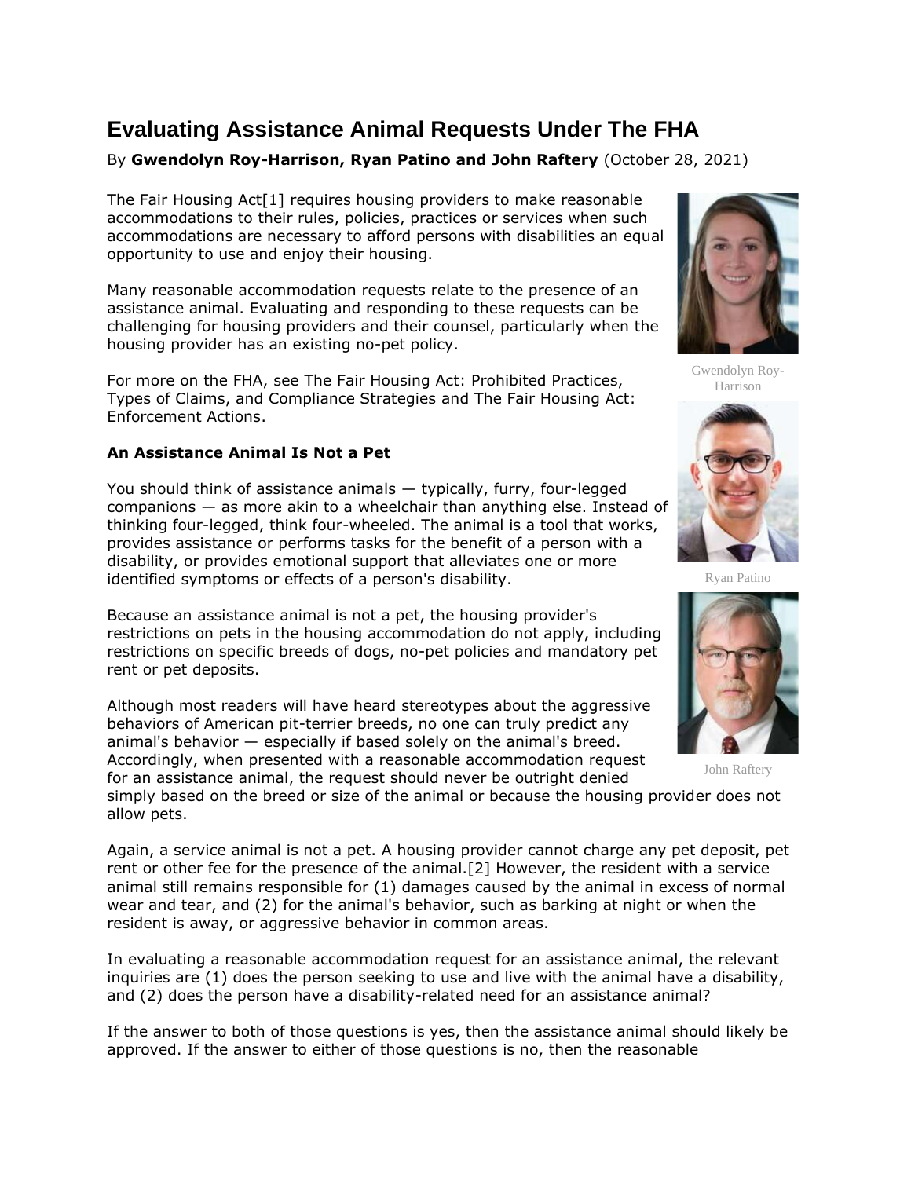# Evaluating Assistance Animal Requests Under The FHA

By **Gwendolyn Roy-Harrison, Ryan Patino and John Raftery** (October 28, 2021)

The Fair Housing Act[1] requires housing providers to make reasonable accommodations to their rules, policies, practices or services when such accommodations are necessary to afford persons with disabilities an equal opportunity to use and enjoy their housing.

Many reasonable accommodation requests relate to the presence of an assistance animal. Evaluating and responding to these requests can be challenging for housing providers and their counsel, particularly when the housing provider has an existing no-pet policy.

For more on the FHA, see The Fair Housing Act: Prohibited Practices, Types of Claims, and Compliance Strategies and The Fair Housing Act: Enforcement Actions.

Gwendolyn Roy-Harrison

Ryan Patino

John Raftery

**An Assistance Animal Is Not a Pet**

You should think of assistance animals — typically, furry, four-legged companions — as more akin to a wheelchair than anything else. Instead of thinking four-legged, think four-wheeled. The animal is a tool that works, provides assistance or performs tasks for the benefit of a person with a disability, or provides emotional support that alleviates one or more identified symptoms or effects of a person's disability.

Because an assistance animal is not a pet, the housing provider's restrictions on pets in the housing accommodation do not apply, including restrictions on specific breeds of dogs, no-pet policies and mandatory pet rent or pet deposits.

Although most readers will have heard stereotypes about the aggressive behaviors of American pit-terrier breeds, no one can truly predict any animal's behavior — especially if based solely on the animal's breed. Accordingly, when presented with a reasonable accommodation request for an assistance animal, the request should never be outright denied simply based on the breed or size of the animal or because the housing provider does not allow pets.

Again, a service animal is not a pet. A housing provider cannot charge any pet deposit, pet rent or other fee for the presence of the animal.[2] However, the resident with a service animal still remains responsible for (1) damages caused by the animal in excess of normal wear and tear, and (2) for the animal's behavior, such as barking at night or when the resident is away, or aggressive behavior in common areas.

In evaluating a reasonable accommodation request for an assistance animal, the relevant inquiries are (1) does the person seeking to use and live with the animal have a disability, and (2) does the person have a disability-related need for an assistance animal?

If the answer to both of those questions is yes, then the assistance animal should likely be approved. If the answer to either of those questions is no, then the reasonable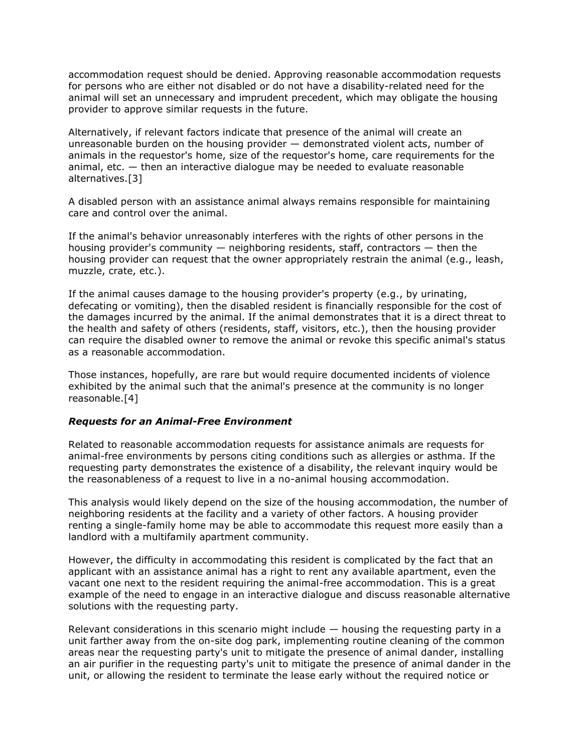accommodation request should be denied. Approving reasonable accommodation requests for persons who are either not disabled or do not have a disability-related need for the animal will set an unnecessary and imprudent precedent, which may obligate the housing provider to approve similar requests in the future.

Alternatively, if relevant factors indicate that presence of the animal will create an unreasonable burden on the housing provider — demonstrated violent acts, number of animals in the requestor's home, size of the requestor's home, care requirements for the animal, etc. — then an interactive dialogue may be needed to evaluate reasonable alternatives.[3]

A disabled person with an assistance animal always remains responsible for maintaining care and control over the animal.

If the animal's behavior unreasonably interferes with the rights of other persons in the housing provider's community — neighboring residents, staff, contractors — then the housing provider can request that the owner appropriately restrain the animal (e.g., leash, muzzle, crate, etc.).

If the animal causes damage to the housing provider's property (e.g., by urinating, defecating or vomiting), then the disabled resident is financially responsible for the cost of the damages incurred by the animal. If the animal demonstrates that it is a direct threat to the health and safety of others (residents, staff, visitors, etc.), then the housing provider can require the disabled owner to remove the animal or revoke this specific animal's status as a reasonable accommodation.

Those instances, hopefully, are rare but would require documented incidents of violence exhibited by the animal such that the animal's presence at the community is no longer reasonable.[4]

### ***Requests for an Animal-Free Environment***

Related to reasonable accommodation requests for assistance animals are requests for animal-free environments by persons citing conditions such as allergies or asthma. If the requesting party demonstrates the existence of a disability, the relevant inquiry would be the reasonableness of a request to live in a no-animal housing accommodation.

This analysis would likely depend on the size of the housing accommodation, the number of neighboring residents at the facility and a variety of other factors. A housing provider renting a single-family home may be able to accommodate this request more easily than a landlord with a multifamily apartment community.

However, the difficulty in accommodating this resident is complicated by the fact that an applicant with an assistance animal has a right to rent any available apartment, even the vacant one next to the resident requiring the animal-free accommodation. This is a great example of the need to engage in an interactive dialogue and discuss reasonable alternative solutions with the requesting party.

Relevant considerations in this scenario might include — housing the requesting party in a unit farther away from the on-site dog park, implementing routine cleaning of the common areas near the requesting party's unit to mitigate the presence of animal dander, installing an air purifier in the requesting party's unit to mitigate the presence of animal dander in the unit, or allowing the resident to terminate the lease early without the required notice or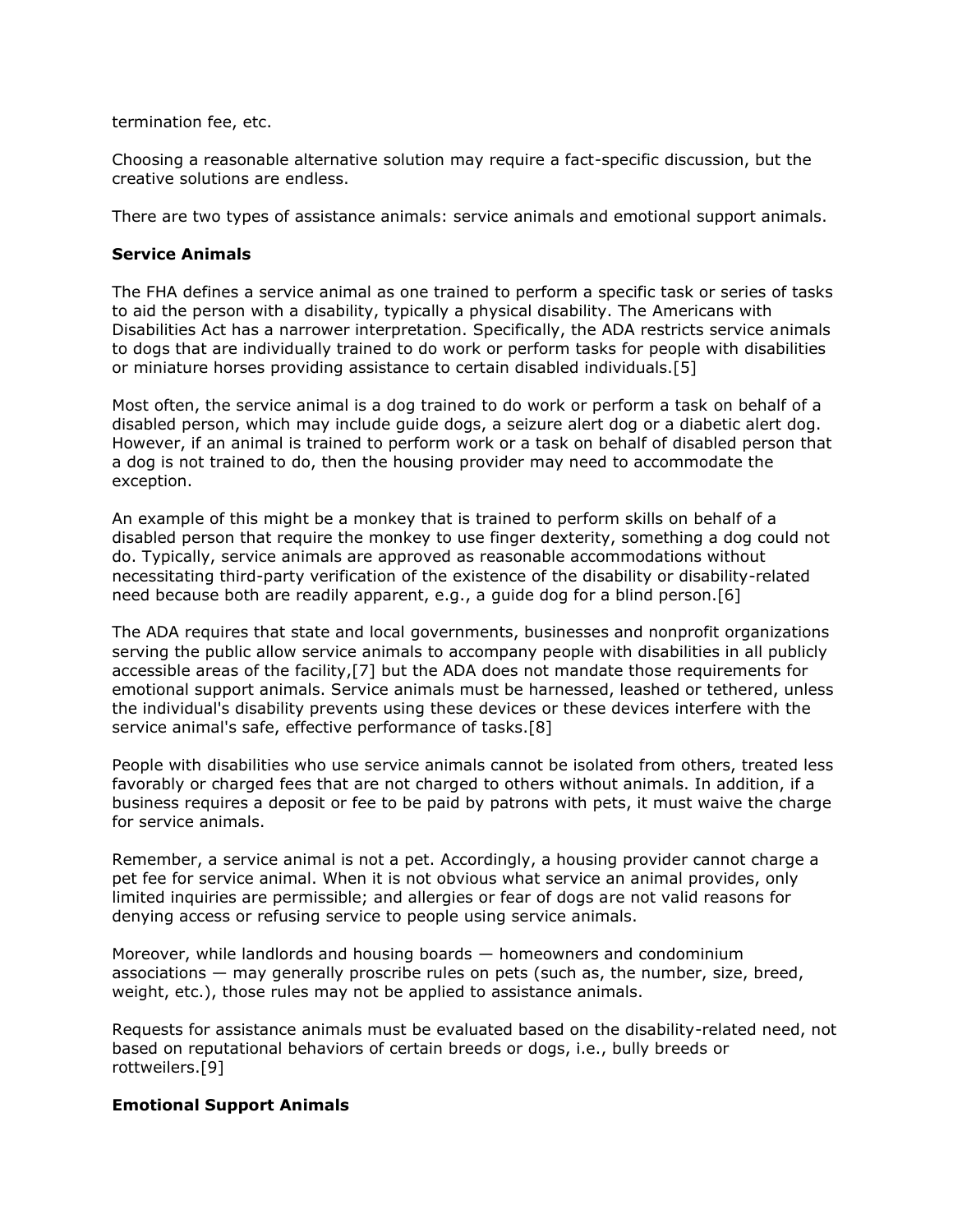termination fee, etc.

Choosing a reasonable alternative solution may require a fact-specific discussion, but the creative solutions are endless.

There are two types of assistance animals: service animals and emotional support animals.

**Service Animals**

The FHA defines a service animal as one trained to perform a specific task or series of tasks to aid the person with a disability, typically a physical disability. The Americans with Disabilities Act has a narrower interpretation. Specifically, the ADA restricts service animals to dogs that are individually trained to do work or perform tasks for people with disabilities or miniature horses providing assistance to certain disabled individuals.[5]

Most often, the service animal is a dog trained to do work or perform a task on behalf of a disabled person, which may include guide dogs, a seizure alert dog or a diabetic alert dog. However, if an animal is trained to perform work or a task on behalf of disabled person that a dog is not trained to do, then the housing provider may need to accommodate the exception.

An example of this might be a monkey that is trained to perform skills on behalf of a disabled person that require the monkey to use finger dexterity, something a dog could not do. Typically, service animals are approved as reasonable accommodations without necessitating third-party verification of the existence of the disability or disability-related need because both are readily apparent, e.g., a guide dog for a blind person.[6]

The ADA requires that state and local governments, businesses and nonprofit organizations serving the public allow service animals to accompany people with disabilities in all publicly accessible areas of the facility,[7] but the ADA does not mandate those requirements for emotional support animals. Service animals must be harnessed, leashed or tethered, unless the individual's disability prevents using these devices or these devices interfere with the service animal's safe, effective performance of tasks.[8]

People with disabilities who use service animals cannot be isolated from others, treated less favorably or charged fees that are not charged to others without animals. In addition, if a business requires a deposit or fee to be paid by patrons with pets, it must waive the charge for service animals.

Remember, a service animal is not a pet. Accordingly, a housing provider cannot charge a pet fee for service animal. When it is not obvious what service an animal provides, only limited inquiries are permissible; and allergies or fear of dogs are not valid reasons for denying access or refusing service to people using service animals.

Moreover, while landlords and housing boards — homeowners and condominium associations — may generally proscribe rules on pets (such as, the number, size, breed, weight, etc.), those rules may not be applied to assistance animals.

Requests for assistance animals must be evaluated based on the disability-related need, not based on reputational behaviors of certain breeds or dogs, i.e., bully breeds or rottweilers.[9]

**Emotional Support Animals**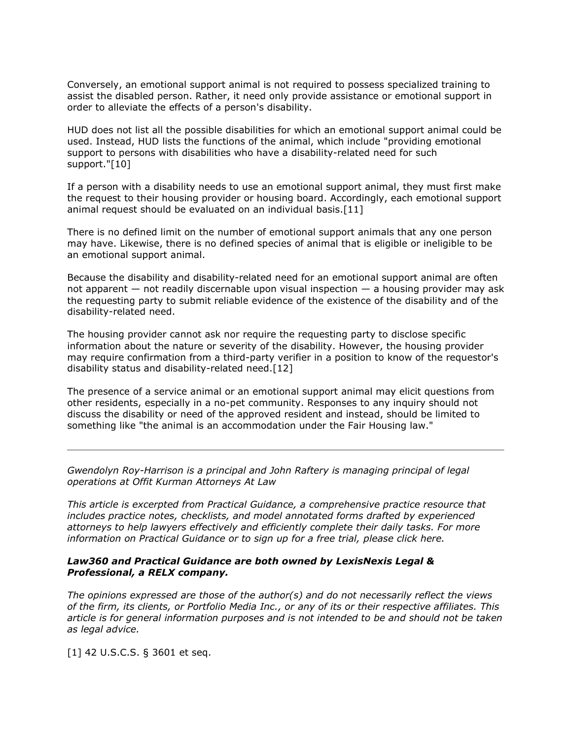Conversely, an emotional support animal is not required to possess specialized training to assist the disabled person. Rather, it need only provide assistance or emotional support in order to alleviate the effects of a person's disability.

HUD does not list all the possible disabilities for which an emotional support animal could be used. Instead, HUD lists the functions of the animal, which include "providing emotional support to persons with disabilities who have a disability-related need for such support."[10]

If a person with a disability needs to use an emotional support animal, they must first make the request to their housing provider or housing board. Accordingly, each emotional support animal request should be evaluated on an individual basis.[11]

There is no defined limit on the number of emotional support animals that any one person may have. Likewise, there is no defined species of animal that is eligible or ineligible to be an emotional support animal.

Because the disability and disability-related need for an emotional support animal are often not apparent — not readily discernable upon visual inspection — a housing provider may ask the requesting party to submit reliable evidence of the existence of the disability and of the disability-related need.

The housing provider cannot ask nor require the requesting party to disclose specific information about the nature or severity of the disability. However, the housing provider may require confirmation from a third-party verifier in a position to know of the requestor's disability status and disability-related need.[12]

The presence of a service animal or an emotional support animal may elicit questions from other residents, especially in a no-pet community. Responses to any inquiry should not discuss the disability or need of the approved resident and instead, should be limited to something like "the animal is an accommodation under the Fair Housing law."

---

*Gwendolyn Roy-Harrison is a principal and John Raftery is managing principal of legal operations at Offit Kurman Attorneys At Law*

*This article is excerpted from Practical Guidance, a comprehensive practice resource that includes practice notes, checklists, and model annotated forms drafted by experienced attorneys to help lawyers effectively and efficiently complete their daily tasks. For more information on Practical Guidance or to sign up for a free trial, please click here.*

***Law360 and Practical Guidance are both owned by LexisNexis Legal & Professional, a RELX company.***

*The opinions expressed are those of the author(s) and do not necessarily reflect the views of the firm, its clients, or Portfolio Media Inc., or any of its or their respective affiliates. This article is for general information purposes and is not intended to be and should not be taken as legal advice.*

[1] 42 U.S.C.S. § 3601 et seq.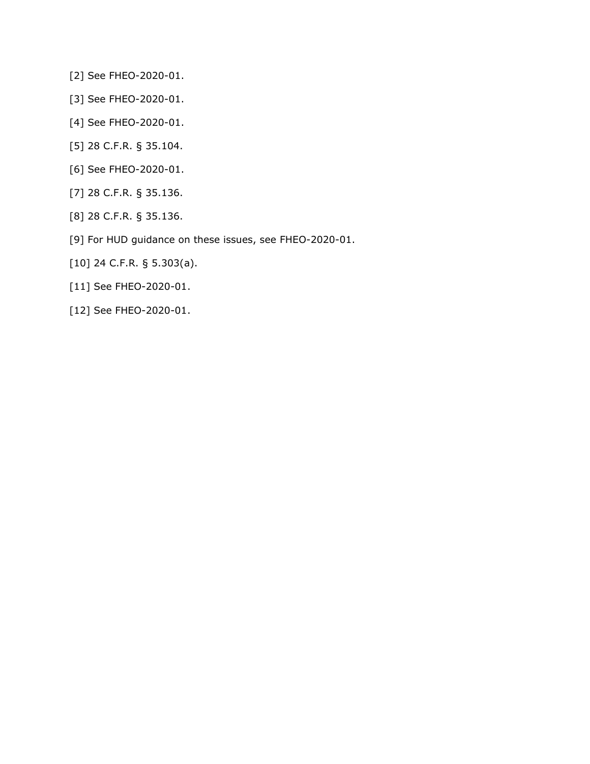[2] See FHEO-2020-01.

[3] See FHEO-2020-01.

[4] See FHEO-2020-01.

[5] 28 C.F.R. § 35.104.

[6] See FHEO-2020-01.

[7] 28 C.F.R. § 35.136.

[8] 28 C.F.R. § 35.136.

[9] For HUD guidance on these issues, see FHEO-2020-01.

[10] 24 C.F.R. § 5.303(a).

[11] See FHEO-2020-01.

[12] See FHEO-2020-01.